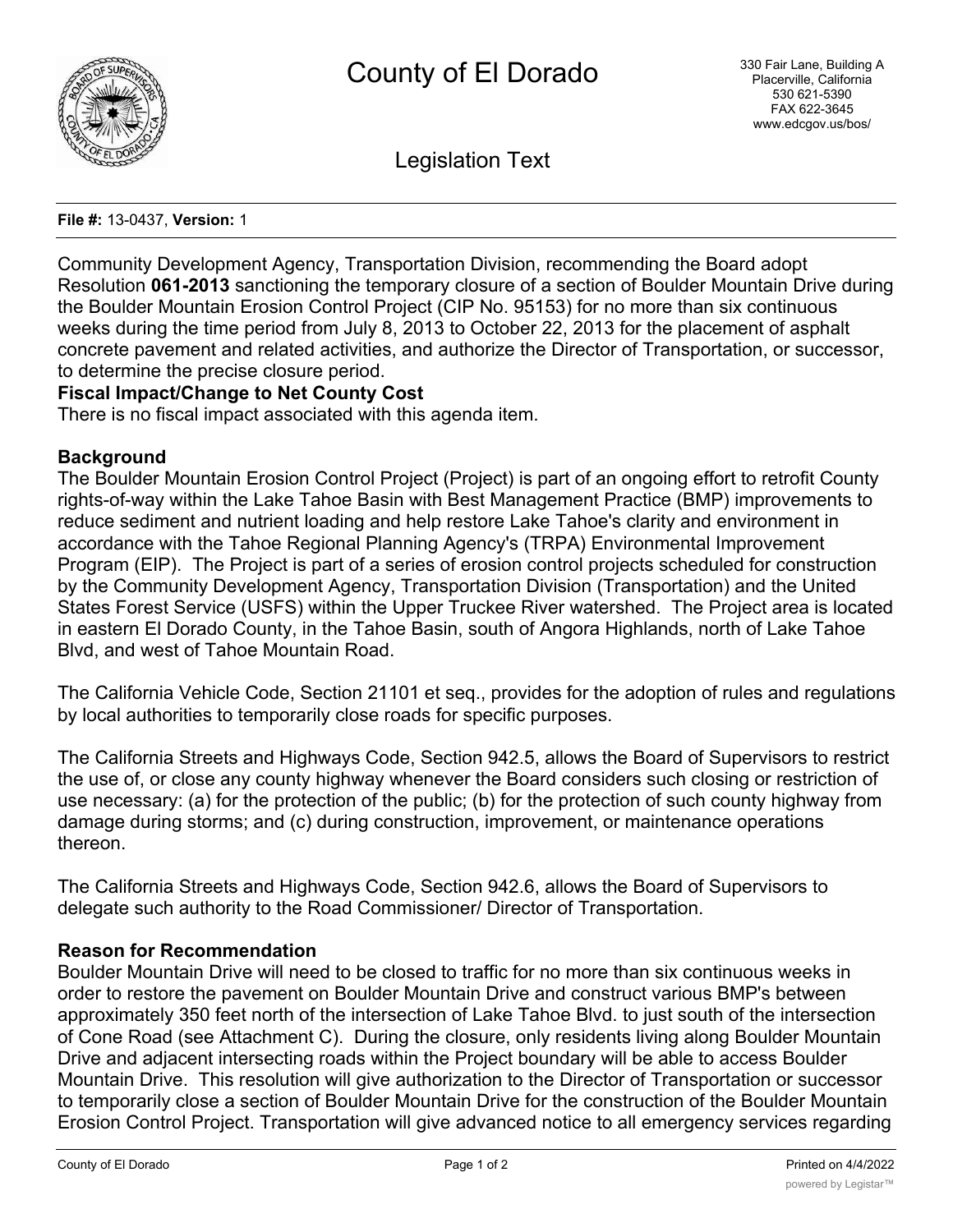# County of El Dorado

330 Fair Lane, Building A
Placerville, California
530 621-5390
FAX 622-3645
www.edcgov.us/bos/

## Legislation Text

**File #:** 13-0437, **Version:** 1

Community Development Agency, Transportation Division, recommending the Board adopt Resolution **061-2013** sanctioning the temporary closure of a section of Boulder Mountain Drive during the Boulder Mountain Erosion Control Project (CIP No. 95153) for no more than six continuous weeks during the time period from July 8, 2013 to October 22, 2013 for the placement of asphalt concrete pavement and related activities, and authorize the Director of Transportation, or successor, to determine the precise closure period.

**Fiscal Impact/Change to Net County Cost**

There is no fiscal impact associated with this agenda item.

**Background**

The Boulder Mountain Erosion Control Project (Project) is part of an ongoing effort to retrofit County rights-of-way within the Lake Tahoe Basin with Best Management Practice (BMP) improvements to reduce sediment and nutrient loading and help restore Lake Tahoe's clarity and environment in accordance with the Tahoe Regional Planning Agency's (TRPA) Environmental Improvement Program (EIP). The Project is part of a series of erosion control projects scheduled for construction by the Community Development Agency, Transportation Division (Transportation) and the United States Forest Service (USFS) within the Upper Truckee River watershed. The Project area is located in eastern El Dorado County, in the Tahoe Basin, south of Angora Highlands, north of Lake Tahoe Blvd, and west of Tahoe Mountain Road.

The California Vehicle Code, Section 21101 et seq., provides for the adoption of rules and regulations by local authorities to temporarily close roads for specific purposes.

The California Streets and Highways Code, Section 942.5, allows the Board of Supervisors to restrict the use of, or close any county highway whenever the Board considers such closing or restriction of use necessary: (a) for the protection of the public; (b) for the protection of such county highway from damage during storms; and (c) during construction, improvement, or maintenance operations thereon.

The California Streets and Highways Code, Section 942.6, allows the Board of Supervisors to delegate such authority to the Road Commissioner/ Director of Transportation.

**Reason for Recommendation**

Boulder Mountain Drive will need to be closed to traffic for no more than six continuous weeks in order to restore the pavement on Boulder Mountain Drive and construct various BMP's between approximately 350 feet north of the intersection of Lake Tahoe Blvd. to just south of the intersection of Cone Road (see Attachment C). During the closure, only residents living along Boulder Mountain Drive and adjacent intersecting roads within the Project boundary will be able to access Boulder Mountain Drive. This resolution will give authorization to the Director of Transportation or successor to temporarily close a section of Boulder Mountain Drive for the construction of the Boulder Mountain Erosion Control Project. Transportation will give advanced notice to all emergency services regarding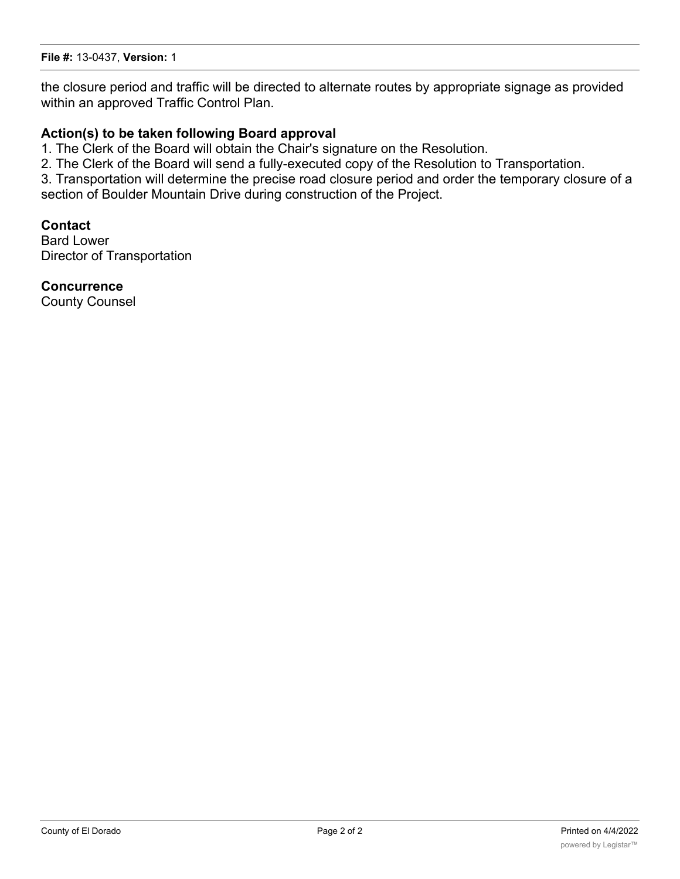the closure period and traffic will be directed to alternate routes by appropriate signage as provided within an approved Traffic Control Plan.

## Action(s) to be taken following Board approval

1. The Clerk of the Board will obtain the Chair's signature on the Resolution.
2. The Clerk of the Board will send a fully-executed copy of the Resolution to Transportation.
3. Transportation will determine the precise road closure period and order the temporary closure of a section of Boulder Mountain Drive during construction of the Project.

## Contact

Bard Lower
Director of Transportation

## Concurrence

County Counsel